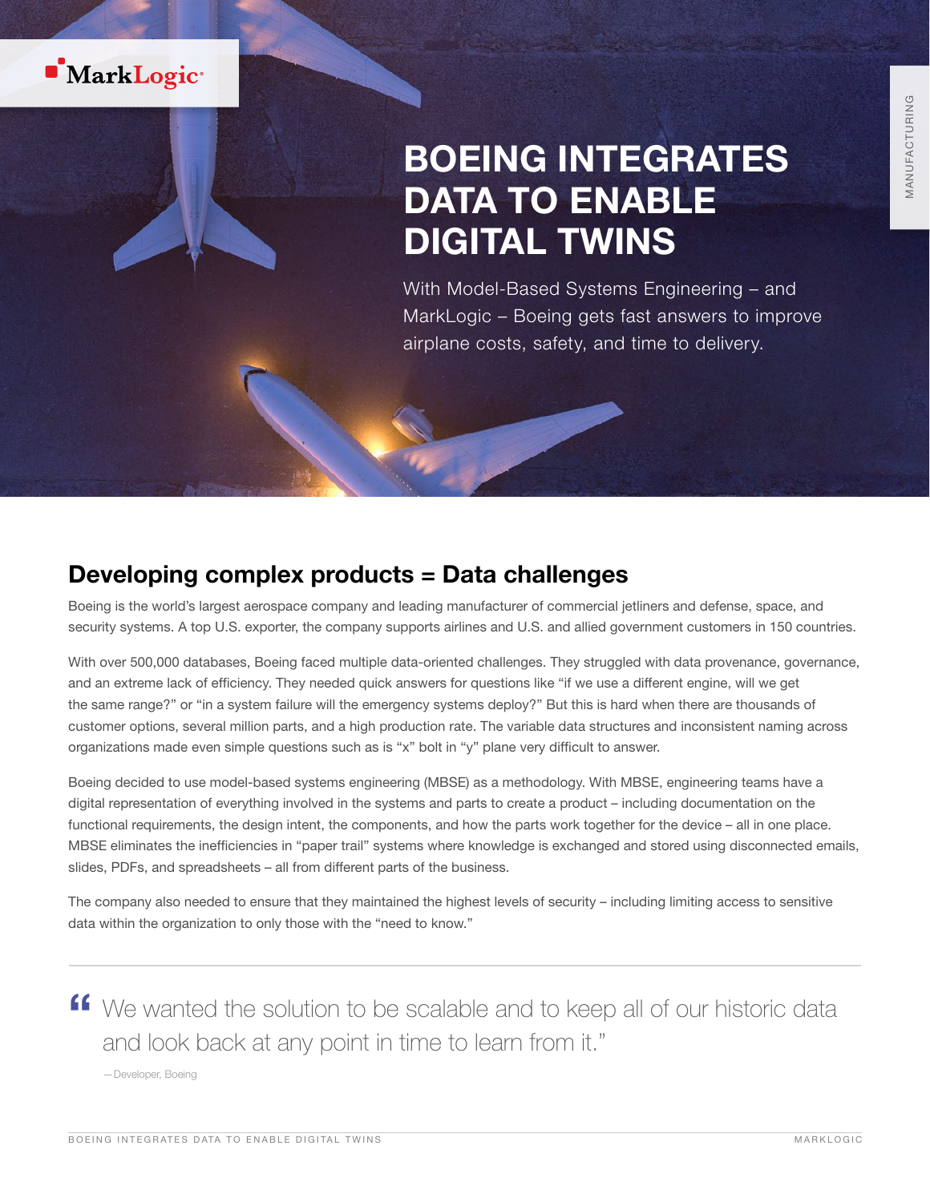# BOEING INTEGRATES DATA TO ENABLE DIGITAL TWINS

With Model-Based Systems Engineering – and MarkLogic – Boeing gets fast answers to improve airplane costs, safety, and time to delivery.

## Developing complex products = Data challenges

Boeing is the world's largest aerospace company and leading manufacturer of commercial jetliners and defense, space, and security systems. A top U.S. exporter, the company supports airlines and U.S. and allied government customers in 150 countries.

With over 500,000 databases, Boeing faced multiple data-oriented challenges. They struggled with data provenance, governance, and an extreme lack of efficiency. They needed quick answers for questions like "if we use a different engine, will we get the same range?" or "in a system failure will the emergency systems deploy?" But this is hard when there are thousands of customer options, several million parts, and a high production rate. The variable data structures and inconsistent naming across organizations made even simple questions such as is "x" bolt in "y" plane very difficult to answer.

Boeing decided to use model-based systems engineering (MBSE) as a methodology. With MBSE, engineering teams have a digital representation of everything involved in the systems and parts to create a product – including documentation on the functional requirements, the design intent, the components, and how the parts work together for the device – all in one place. MBSE eliminates the inefficiencies in "paper trail" systems where knowledge is exchanged and stored using disconnected emails, slides, PDFs, and spreadsheets – all from different parts of the business.

The company also needed to ensure that they maintained the highest levels of security – including limiting access to sensitive data within the organization to only those with the "need to know."

> "We wanted the solution to be scalable and to keep all of our historic data and look back at any point in time to learn from it."
>
> — Developer, Boeing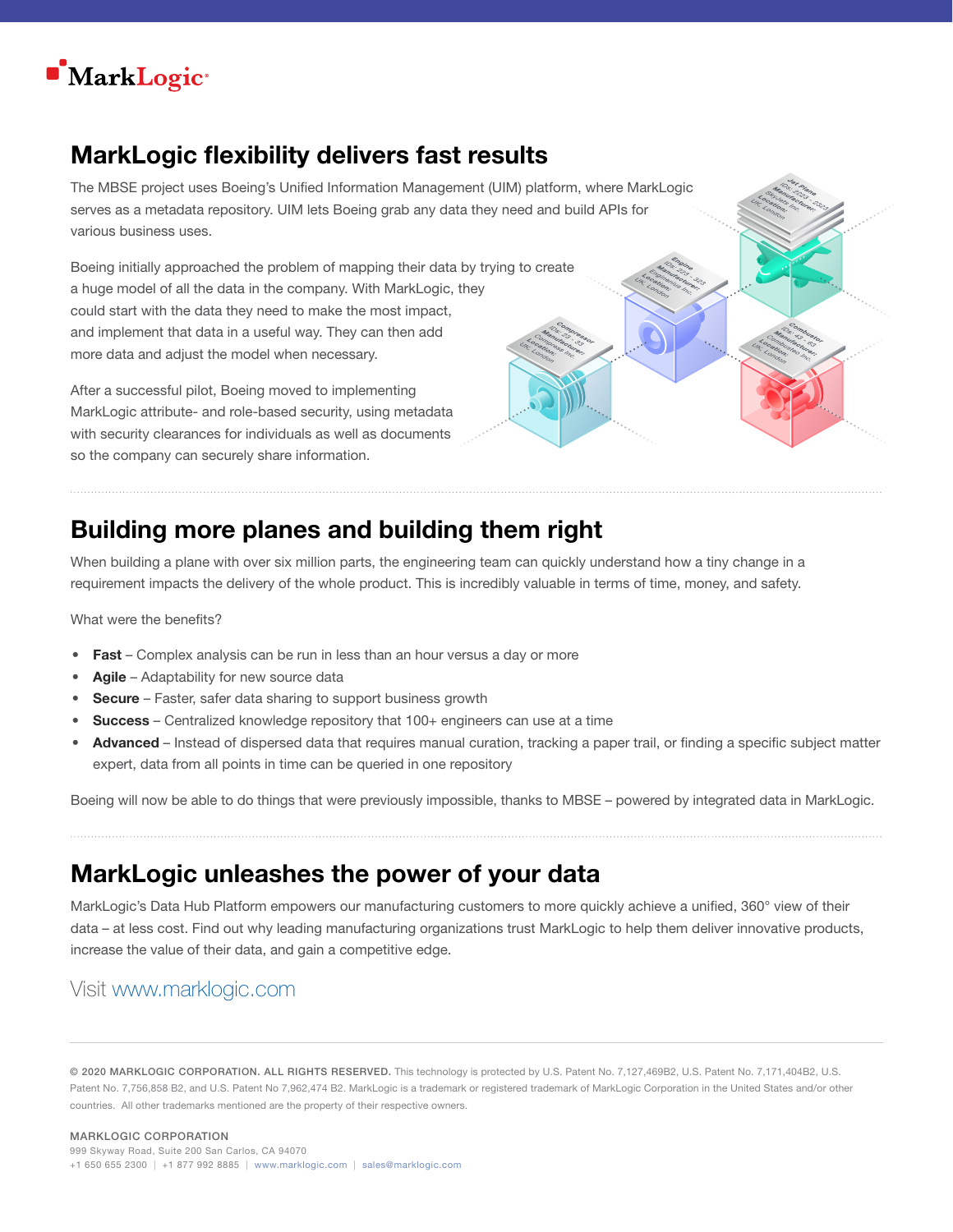## MarkLogic flexibility delivers fast results

The MBSE project uses Boeing's Unified Information Management (UIM) platform, where MarkLogic serves as a metadata repository. UIM lets Boeing grab any data they need and build APIs for various business uses.

Boeing initially approached the problem of mapping their data by trying to create a huge model of all the data in the company. With MarkLogic, they could start with the data they need to make the most impact, and implement that data in a useful way. They can then add more data and adjust the model when necessary.

After a successful pilot, Boeing moved to implementing MarkLogic attribute- and role-based security, using metadata with security clearances for individuals as well as documents so the company can securely share information.

## Building more planes and building them right

When building a plane with over six million parts, the engineering team can quickly understand how a tiny change in a requirement impacts the delivery of the whole product. This is incredibly valuable in terms of time, money, and safety.

What were the benefits?

- **Fast** – Complex analysis can be run in less than an hour versus a day or more
- **Agile** – Adaptability for new source data
- **Secure** – Faster, safer data sharing to support business growth
- **Success** – Centralized knowledge repository that 100+ engineers can use at a time
- **Advanced** – Instead of dispersed data that requires manual curation, tracking a paper trail, or finding a specific subject matter expert, data from all points in time can be queried in one repository

Boeing will now be able to do things that were previously impossible, thanks to MBSE – powered by integrated data in MarkLogic.

## MarkLogic unleashes the power of your data

MarkLogic's Data Hub Platform empowers our manufacturing customers to more quickly achieve a unified, 360° view of their data – at less cost. Find out why leading manufacturing organizations trust MarkLogic to help them deliver innovative products, increase the value of their data, and gain a competitive edge.

Visit www.marklogic.com

© 2020 MARKLOGIC CORPORATION. ALL RIGHTS RESERVED. This technology is protected by U.S. Patent No. 7,127,469B2, U.S. Patent No. 7,171,404B2, U.S. Patent No. 7,756,858 B2, and U.S. Patent No 7,962,474 B2. MarkLogic is a trademark or registered trademark of MarkLogic Corporation in the United States and/or other countries. All other trademarks mentioned are the property of their respective owners.

MARKLOGIC CORPORATION
999 Skyway Road, Suite 200 San Carlos, CA 94070
+1 650 655 2300 | +1 877 992 8885 | www.marklogic.com | sales@marklogic.com